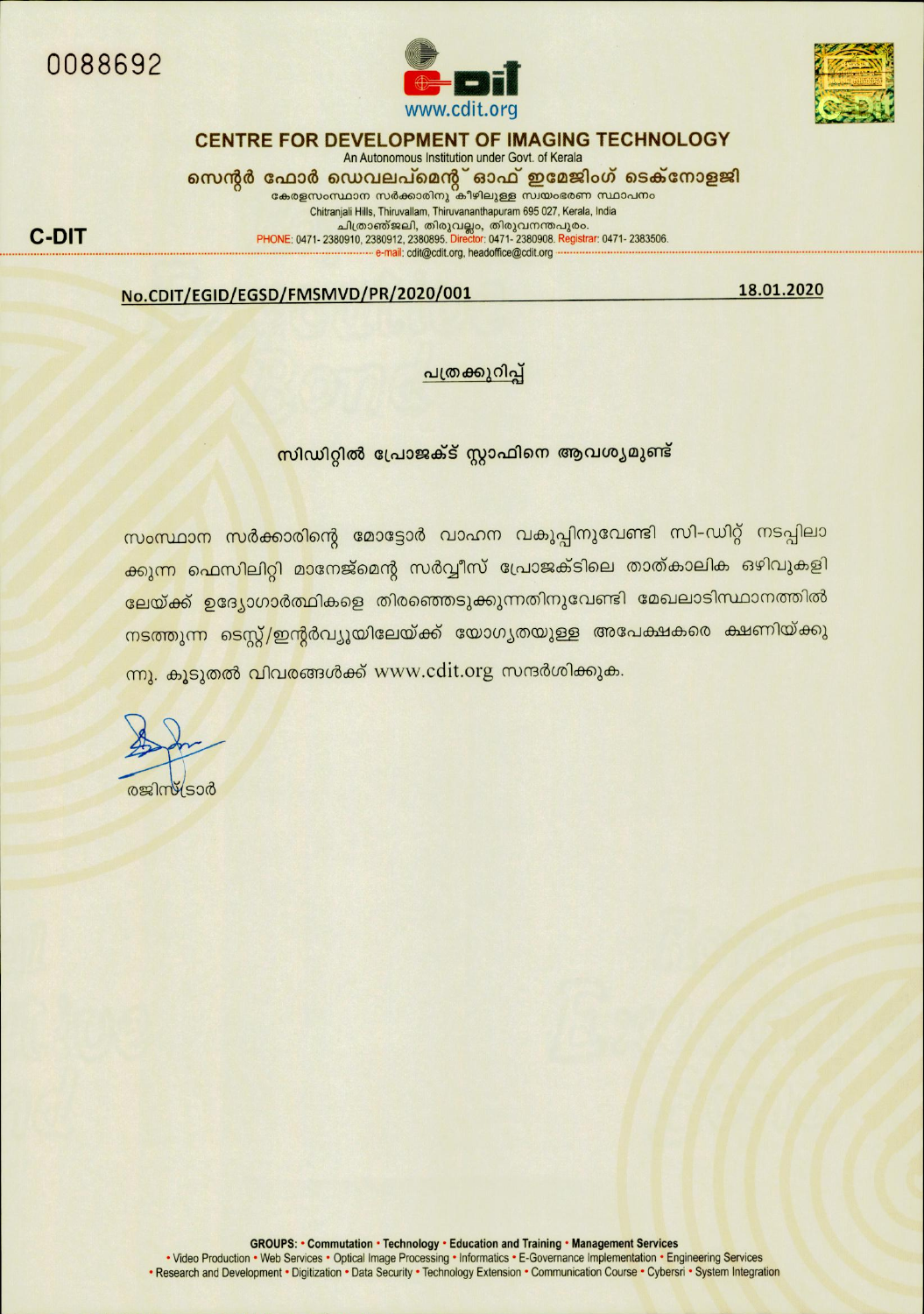0088692

www.cdit.org

## CENTRE FOR DEVELOPMENT OF IMAGING TECHNOLOGY

An Autonomous Institution under Govt. of Kerala

**സെന്റർ ഫോർ ഡെവലപ്മെന്റ് ഓഫ് ഇമേജിംഗ് ടെക്നോളജി**

കേരളസംസ്ഥാന സർക്കാരിനു കീഴിലുള്ള സ്വയംഭരണ സ്ഥാപനം

Chitranjali Hills, Thiruvallam, Thiruvananthapuram 695 027, Kerala, India

ചിത്രാഞ്ജലി, തിരുവല്ലം, തിരുവനന്തപുരം.

PHONE: 0471- 2380910, 2380912, 2380895. Director: 0471- 2380908. Registrar: 0471- 2383506.

e-mail: cdit@cdit.org, headoffice@cdit.org

**C-DIT**

**No.CDIT/EGID/EGSD/FMSMVD/PR/2020/001** **18.01.2020**

**പത്രക്കുറിപ്പ്**

**സിഡിറ്റിൽ പ്രോജക്ട് സ്റ്റാഫിനെ ആവശ്യമുണ്ട്**

സംസ്ഥാന സർക്കാരിന്റെ മോട്ടോർ വാഹന വകുപ്പിനുവേണ്ടി സി-ഡിറ്റ് നടപ്പിലാക്കുന്ന ഫെസിലിറ്റി മാനേജ്മെന്റ് സർവ്വീസ് പ്രോജക്ടിലെ താത്കാലിക ഒഴിവുകളിലേയ്ക്ക് ഉദ്യോഗാർത്ഥികളെ തിരഞ്ഞെടുക്കുന്നതിനുവേണ്ടി മേഖലാടിസ്ഥാനത്തിൽ നടത്തുന്ന ടെസ്റ്റ്/ഇന്റർവ്യൂയിലേയ്ക്ക് യോഗ്യതയുള്ള അപേക്ഷകരെ ക്ഷണിയ്ക്കുന്നു. കൂടുതൽ വിവരങ്ങൾക്ക് www.cdit.org സന്ദർശിക്കുക.

രജിസ്ട്രാർ

GROUPS: • Commutation • Technology • Education and Training • Management Services
• Video Production • Web Services • Optical Image Processing • Informatics • E-Governance Implementation • Engineering Services
• Research and Development • Digitization • Data Security • Technology Extension • Communication Course • Cybersri • System Integration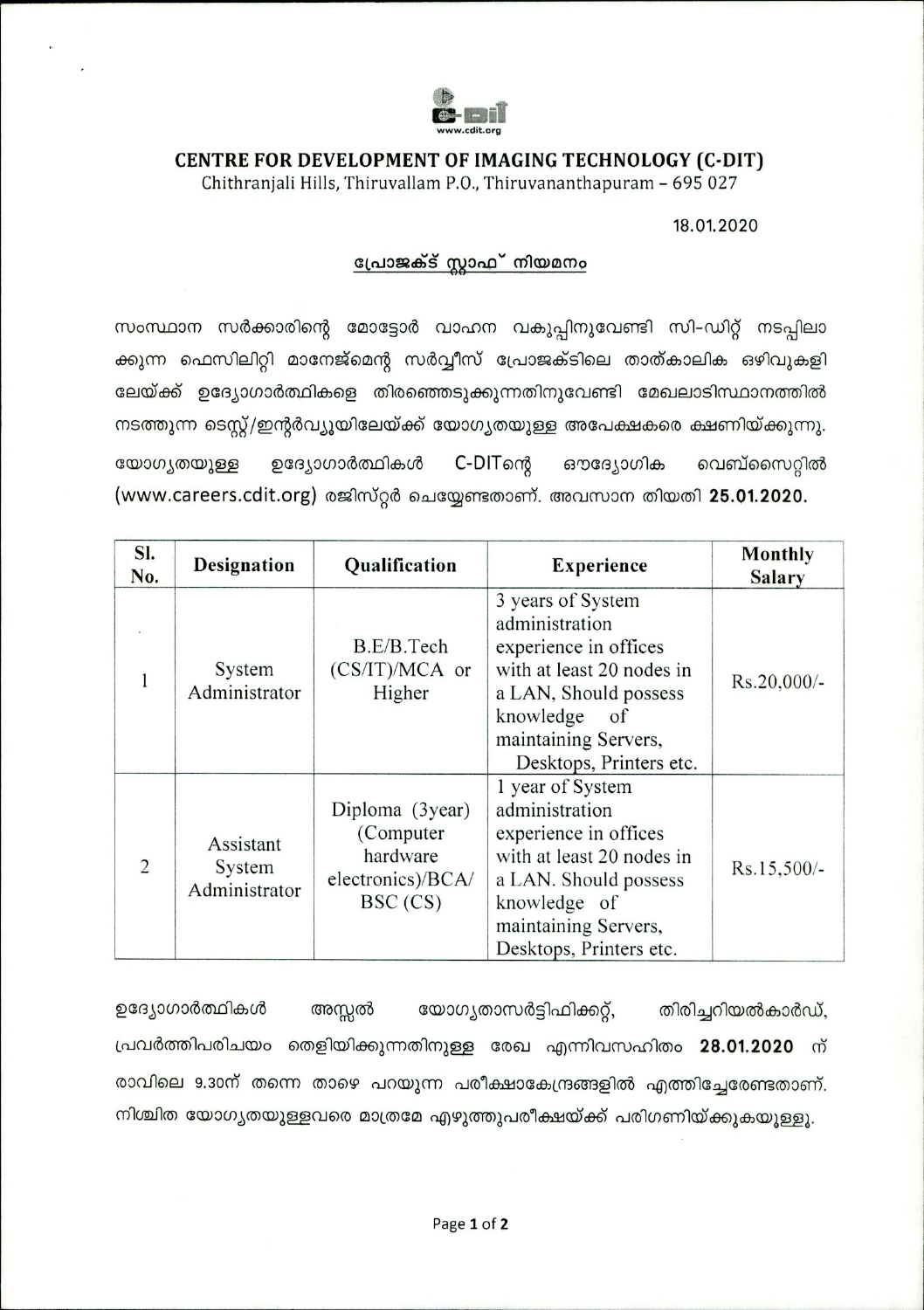# CENTRE FOR DEVELOPMENT OF IMAGING TECHNOLOGY (C-DIT)

Chithranjali Hills, Thiruvallam P.O., Thiruvananthapuram – 695 027

18.01.2020

## പ്രോജക്ട് സ്റ്റാഫ് നിയമനം

സംസ്ഥാന സർക്കാരിന്റെ മോട്ടോർ വാഹന വകുപ്പിനുവേണ്ടി സി-ഡിറ്റ് നടപ്പിലാക്കുന്ന ഫെസിലിറ്റി മാനേജ്മെന്റ് സർവ്വീസ് പ്രോജക്ടിലെ താത്കാലിക ഒഴിവുകളിലേയ്ക്ക് ഉദ്യോഗാർത്ഥികളെ തിരഞ്ഞെടുക്കുന്നതിനുവേണ്ടി മേഖലാടിസ്ഥാനത്തിൽ നടത്തുന്ന ടെസ്റ്റ്/ഇന്റർവ്യൂയിലേയ്ക്ക് യോഗ്യതയുള്ള അപേക്ഷകരെ ക്ഷണിയ്ക്കുന്നു. യോഗ്യതയുള്ള ഉദ്യോഗാർത്ഥികൾ C-DITന്റെ ഔദ്യോഗിക വെബ്സൈറ്റിൽ (www.careers.cdit.org) രജിസ്റ്റർ ചെയ്യേണ്ടതാണ്. അവസാന തിയതി **25.01.2020.**

| Sl. No. | Designation | Qualification | Experience | Monthly Salary |
|---|---|---|---|---|
| 1 | System Administrator | B.E/B.Tech (CS/IT)/MCA or Higher | 3 years of System administration experience in offices with at least 20 nodes in a LAN, Should possess knowledge of maintaining Servers, Desktops, Printers etc. | Rs.20,000/- |
| 2 | Assistant System Administrator | Diploma (3year) (Computer hardware electronics)/BCA/ BSC (CS) | 1 year of System administration experience in offices with at least 20 nodes in a LAN. Should possess knowledge of maintaining Servers, Desktops, Printers etc. | Rs.15,500/- |

ഉദ്യോഗാർത്ഥികൾ അസ്സൽ യോഗ്യതാസർട്ടിഫിക്കറ്റ്, തിരിച്ചറിയൽകാർഡ്, പ്രവർത്തിപരിചയം തെളിയിക്കുന്നതിനുള്ള രേഖ എന്നിവസഹിതം **28.01.2020** ന് രാവിലെ 9.30ന് തന്നെ താഴെ പറയുന്ന പരീക്ഷാകേന്ദ്രങ്ങളിൽ എത്തിച്ചേരേണ്ടതാണ്. നിശ്ചിത യോഗ്യതയുള്ളവരെ മാത്രമേ എഴുത്തുപരീക്ഷയ്ക്ക് പരിഗണിയ്ക്കുകയുള്ളൂ.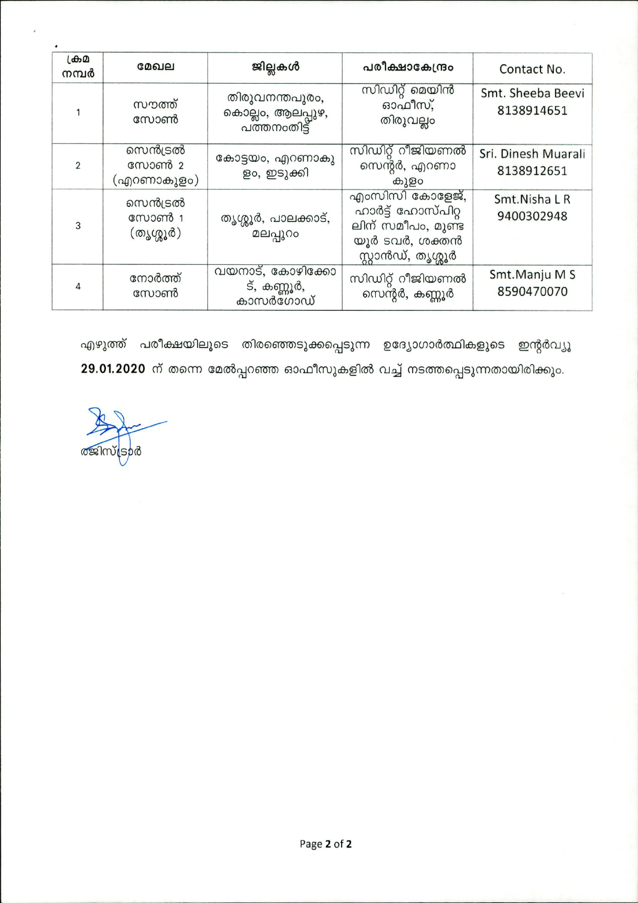| ക്രമ നമ്പർ | മേഖല | ജില്ലകൾ | പരീക്ഷാകേന്ദ്രം | Contact No. |
|---|---|---|---|---|
| 1 | സൗത്ത് സോൺ | തിരുവനന്തപുരം, കൊല്ലം, ആലപ്പുഴ, പത്തനംതിട്ട | സിഡിറ്റ് മെയിൻ ഓഫീസ്, തിരുവല്ലം | Smt. Sheeba Beevi 8138914651 |
| 2 | സെൻട്രൽ സോൺ 2 (എറണാകുളം) | കോട്ടയം, എറണാകുളം, ഇടുക്കി | സിഡിറ്റ് റീജിയണൽ സെന്റർ, എറണാകുളം | Sri. Dinesh Muarali 8138912651 |
| 3 | സെൻട്രൽ സോൺ 1 (തൃശ്ശൂർ) | തൃശ്ശൂർ, പാലക്കാട്, മലപ്പുറം | എംസിസി കോളേജ്, ഹാർട്ട് ഹോസ്പിറ്റലിന് സമീപം, മുണ്ടയൂർ ടവർ, ശക്തൻ സ്റ്റാൻഡ്, തൃശ്ശൂർ | Smt.Nisha L R 9400302948 |
| 4 | നോർത്ത് സോൺ | വയനാട്, കോഴിക്കോട്, കണ്ണൂർ, കാസർഗോഡ് | സിഡിറ്റ് റീജിയണൽ സെന്റർ, കണ്ണൂർ | Smt.Manju M S 8590470070 |

എഴുത്ത് പരീക്ഷയിലൂടെ തിരഞ്ഞെടുക്കപ്പെടുന്ന ഉദ്യോഗാർത്ഥികളുടെ ഇന്റർവ്യൂ **29.01.2020** ന് തന്നെ മേൽപ്പറഞ്ഞ ഓഫീസുകളിൽ വച്ച് നടത്തപ്പെടുന്നതായിരിക്കും.

രജിസ്ട്രാർ